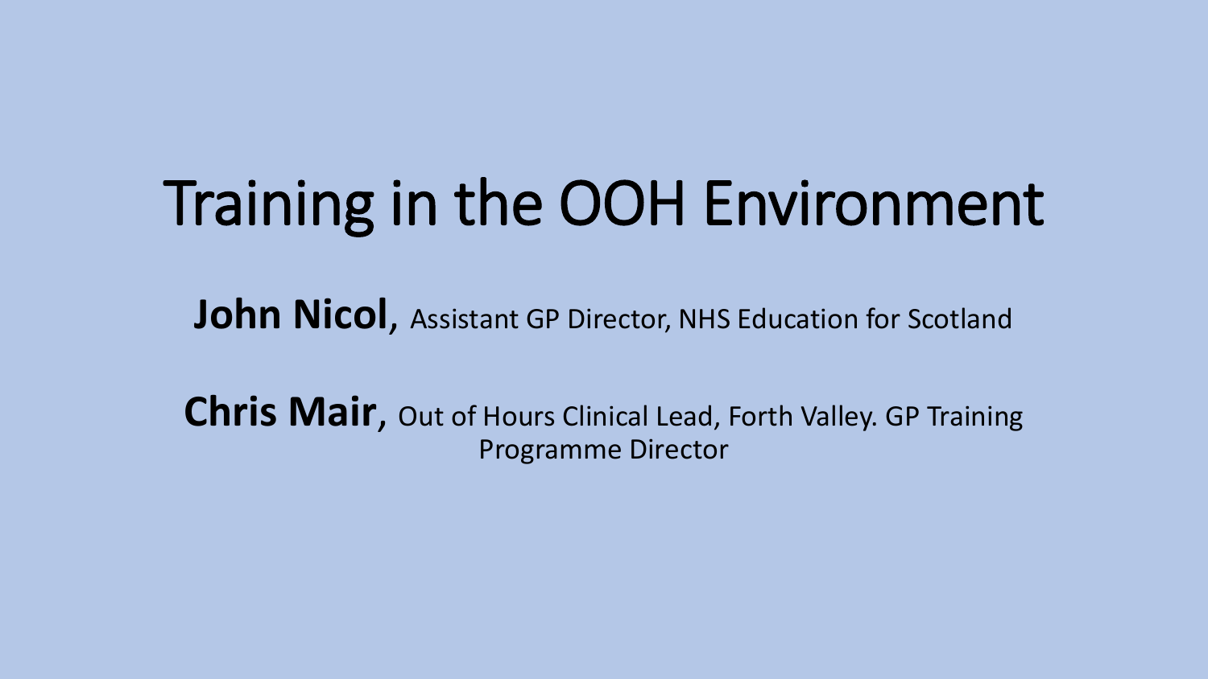# Training in the OOH Environment

**John Nicol**, Assistant GP Director, NHS Education for Scotland

**Chris Mair**, Out of Hours Clinical Lead, Forth Valley. GP Training Programme Director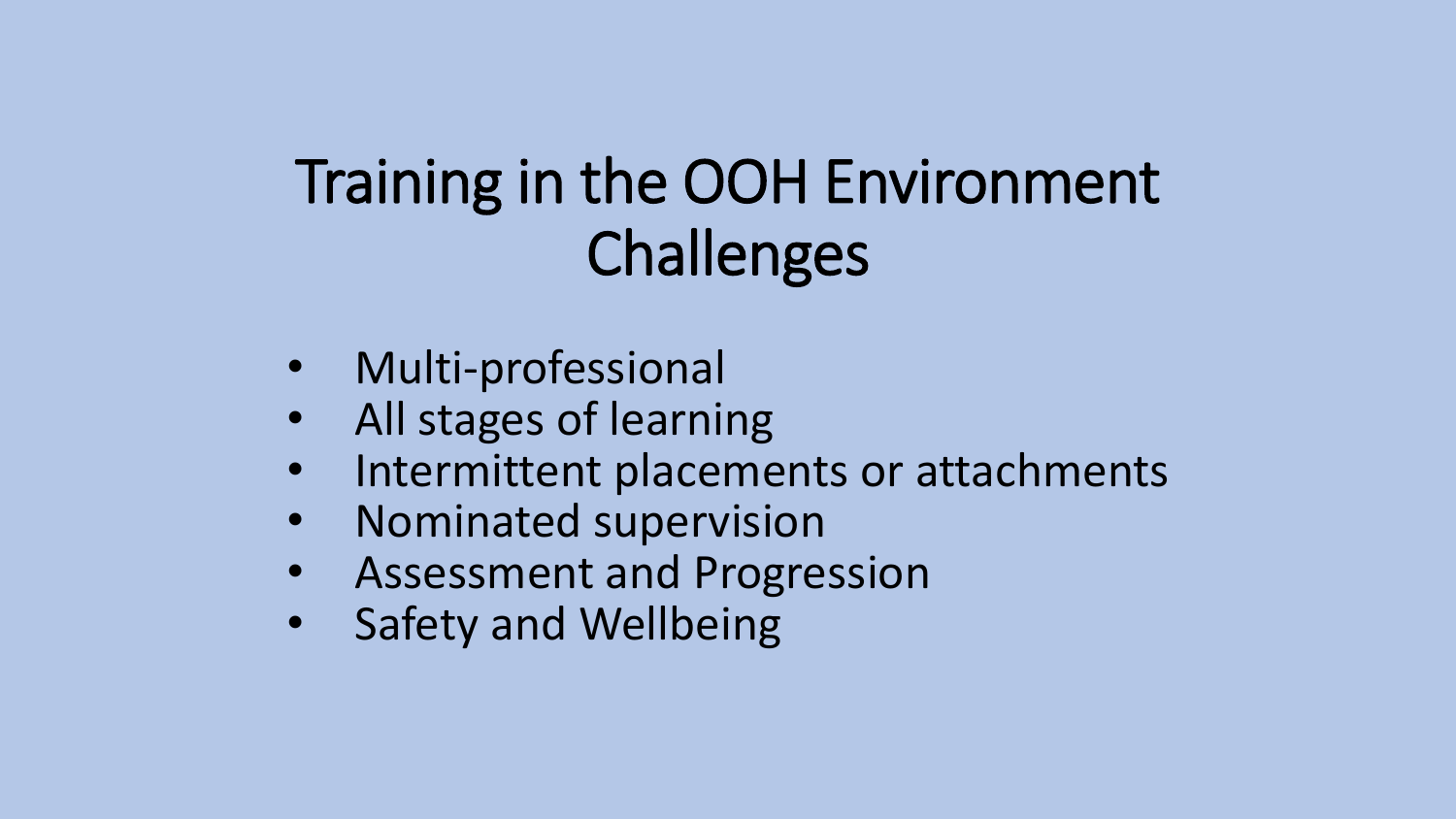# Training in the OOH Environment
# Challenges

- Multi-professional
- All stages of learning
- Intermittent placements or attachments
- Nominated supervision
- Assessment and Progression
- Safety and Wellbeing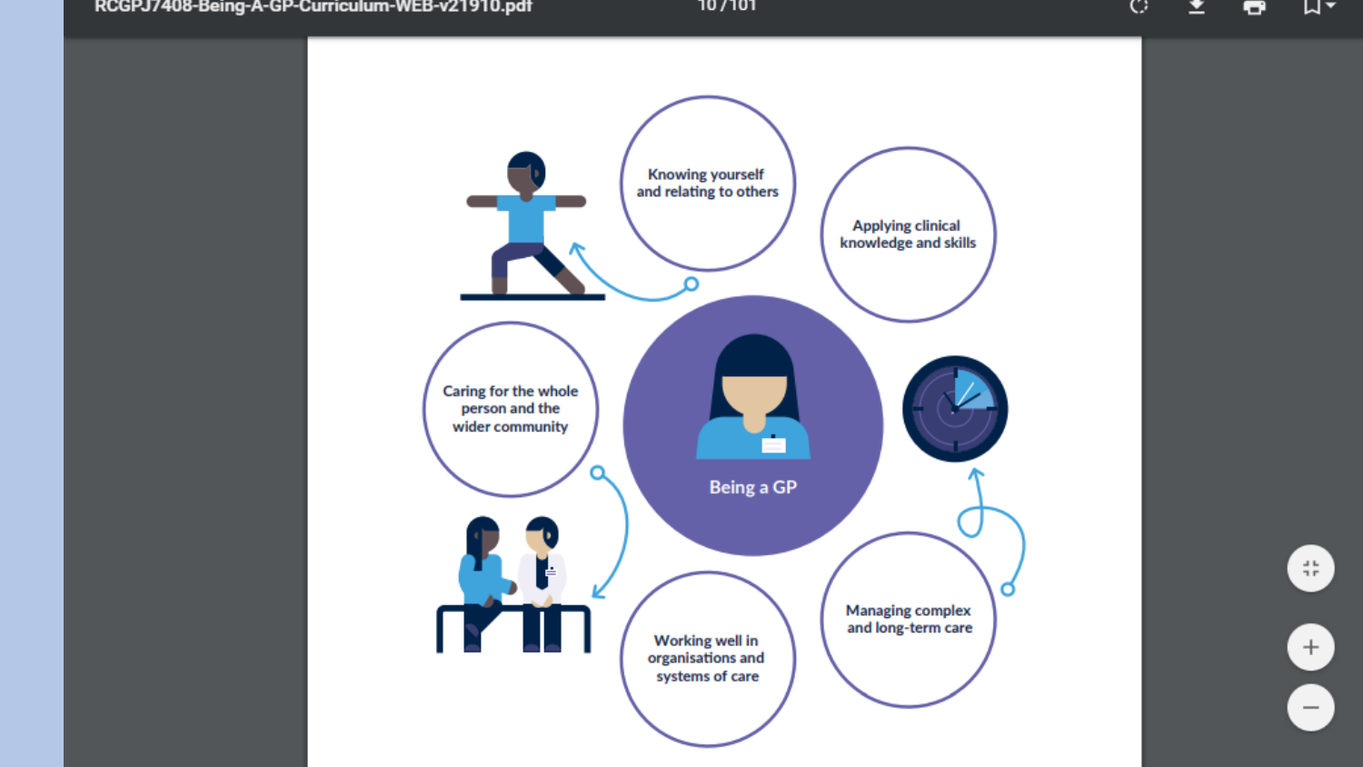Being a GP

Knowing yourself and relating to others

Applying clinical knowledge and skills

Managing complex and long-term care

Working well in organisations and systems of care

Caring for the whole person and the wider community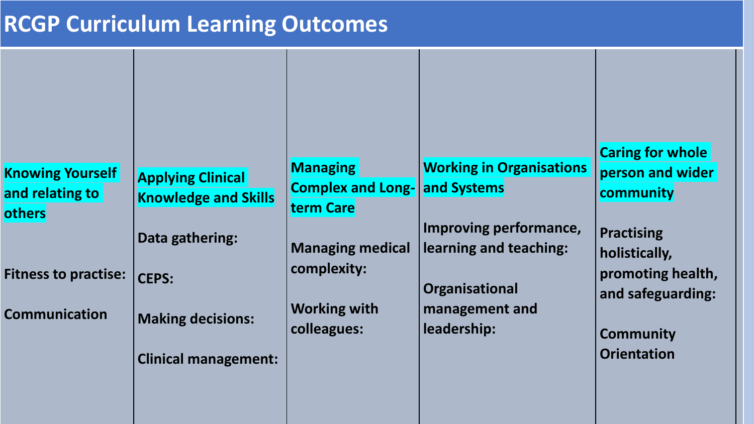# RCGP Curriculum Learning Outcomes

| Knowing Yourself and relating to others | Applying Clinical Knowledge and Skills | Managing Complex and Long-term Care | Working in Organisations and Systems | Caring for whole person and wider community |
|---|---|---|---|---|
| Fitness to practise: | Data gathering: | Managing medical complexity: | Improving performance, learning and teaching: | Practising holistically, promoting health, and safeguarding: |
| Communication | CEPS: | Working with colleagues: | Organisational management and leadership: | Community Orientation |
| | Making decisions: | | | |
| | Clinical management: | | | |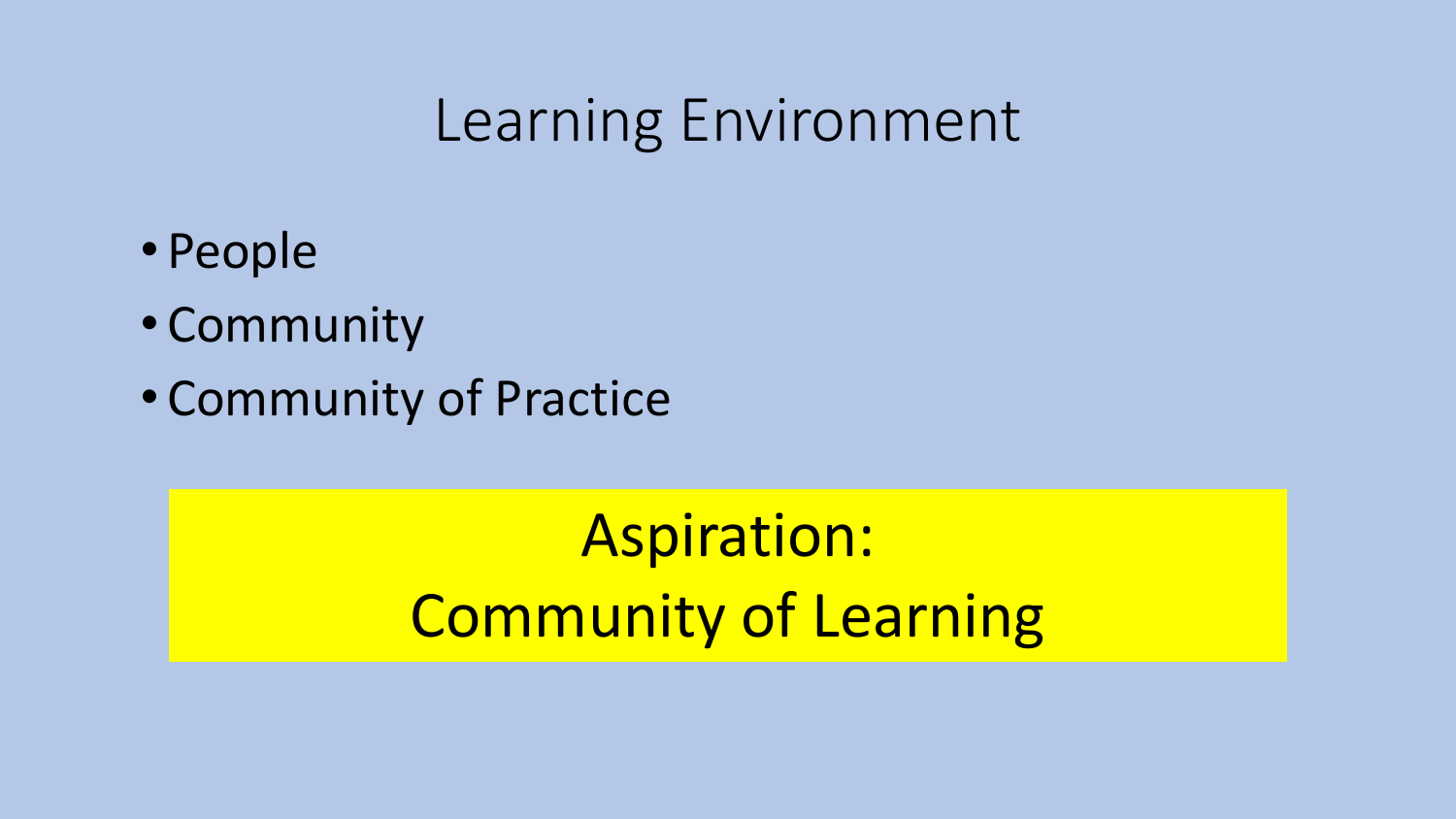# Learning Environment

- People
- Community
- Community of Practice

**Aspiration:**
**Community of Learning**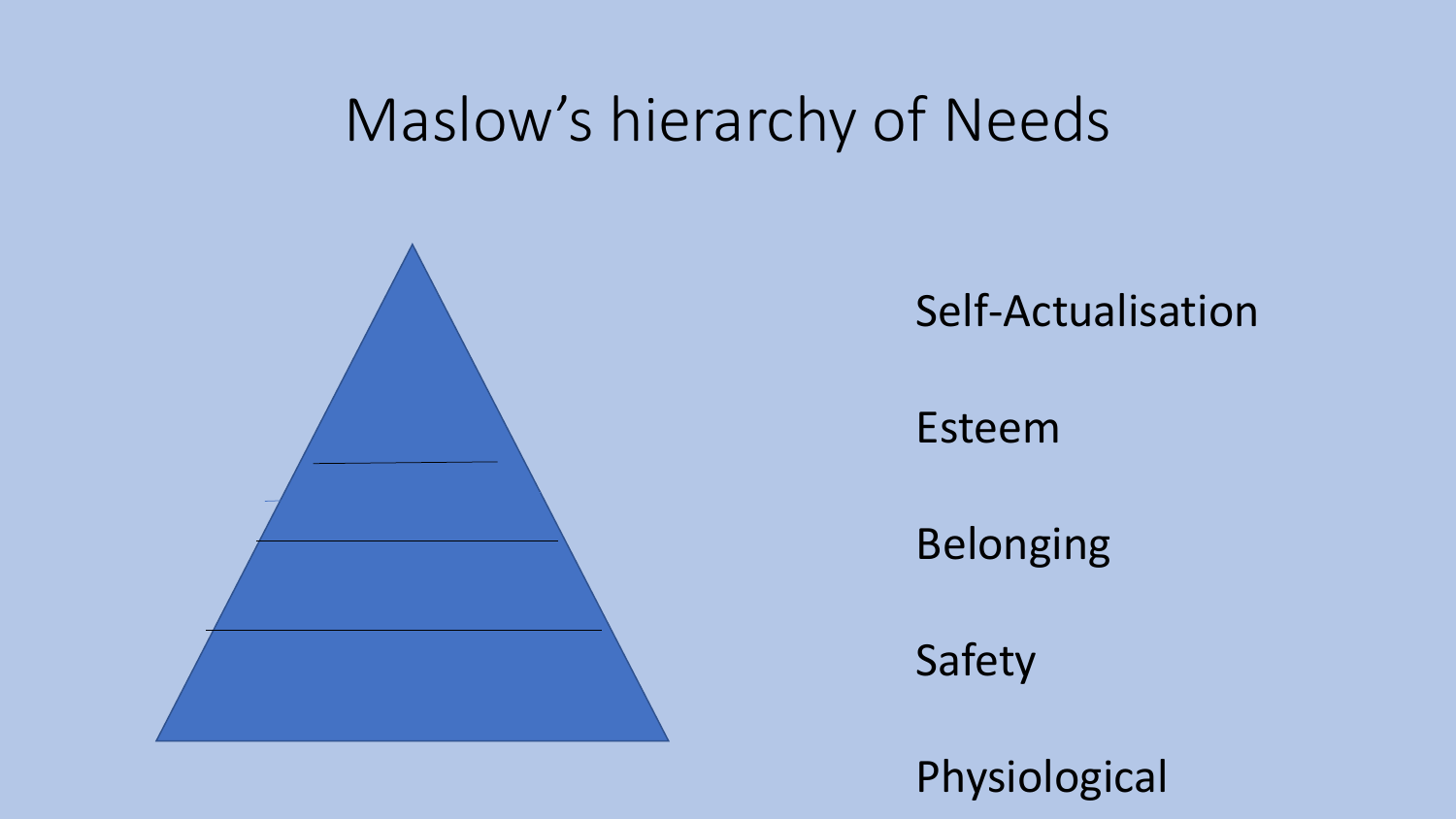# Maslow's hierarchy of Needs

Self-Actualisation

Esteem

Belonging

Safety

Physiological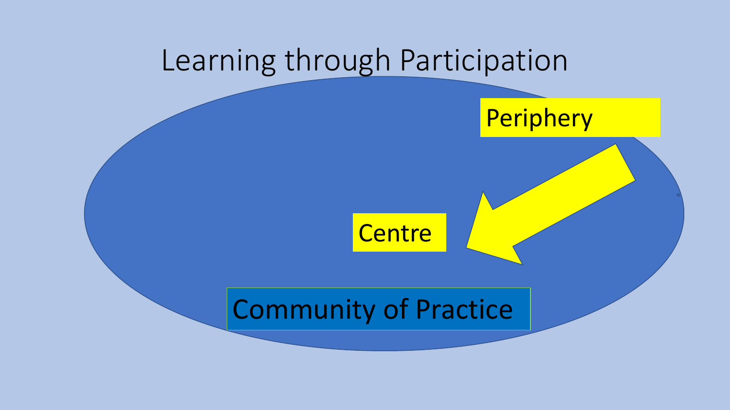# Learning through Participation

Periphery

Centre

Community of Practice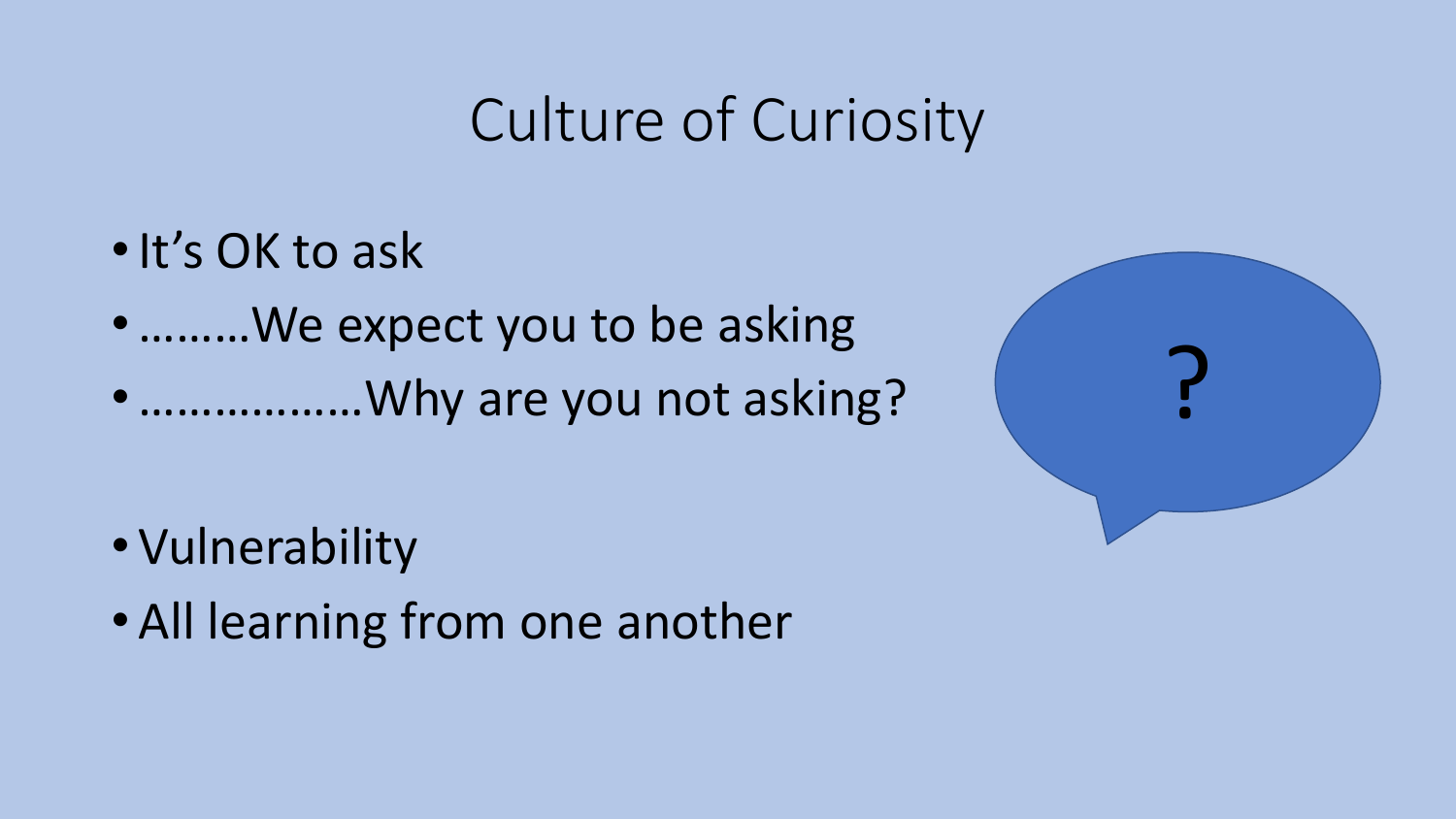# Culture of Curiosity

- It's OK to ask
- ………We expect you to be asking
- ………………Why are you not asking?

- Vulnerability
- All learning from one another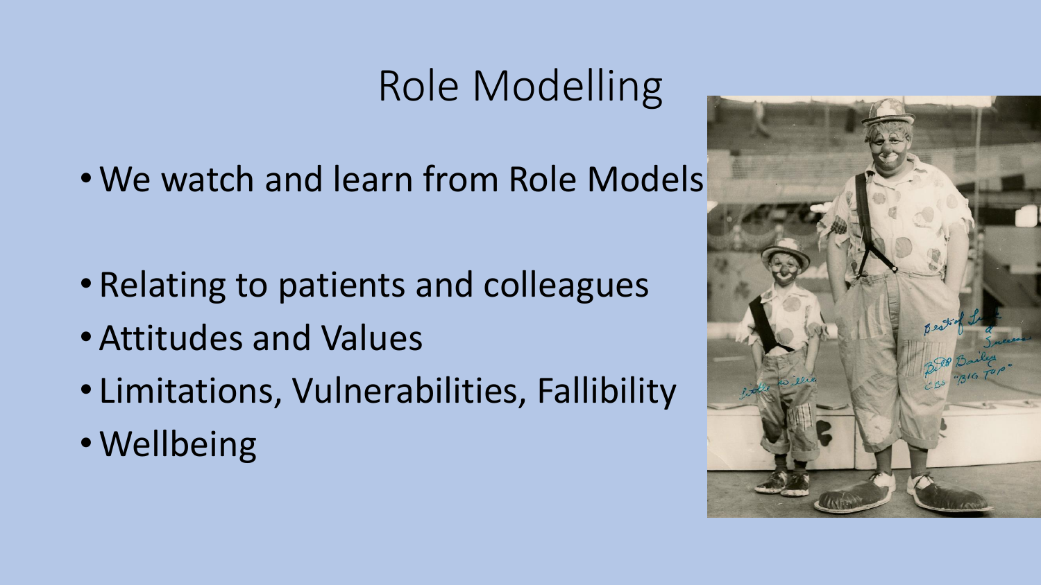# Role Modelling

- We watch and learn from Role Models

- Relating to patients and colleagues
- Attitudes and Values
- Limitations, Vulnerabilities, Fallibility
- Wellbeing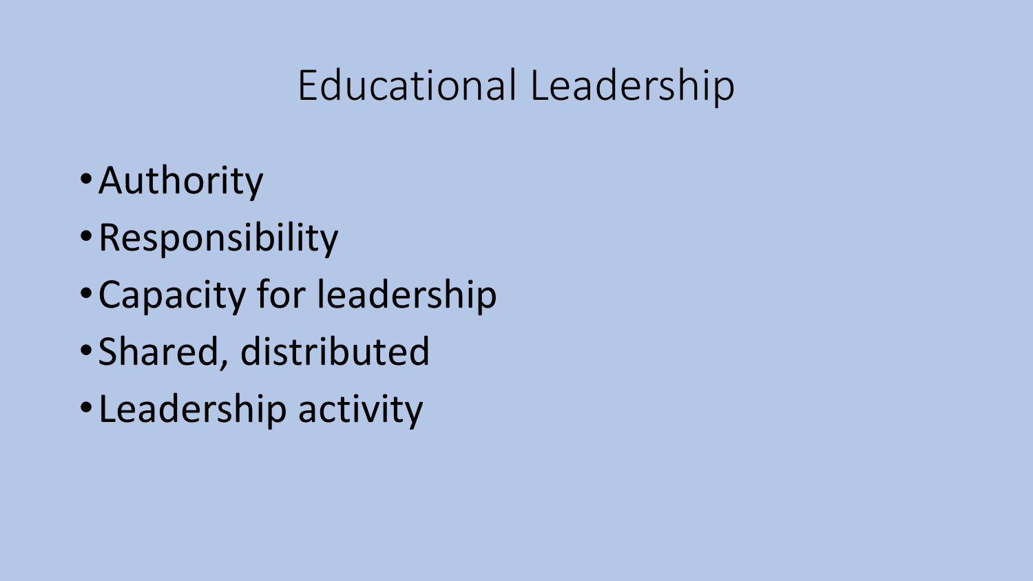# Educational Leadership

- Authority
- Responsibility
- Capacity for leadership
- Shared, distributed
- Leadership activity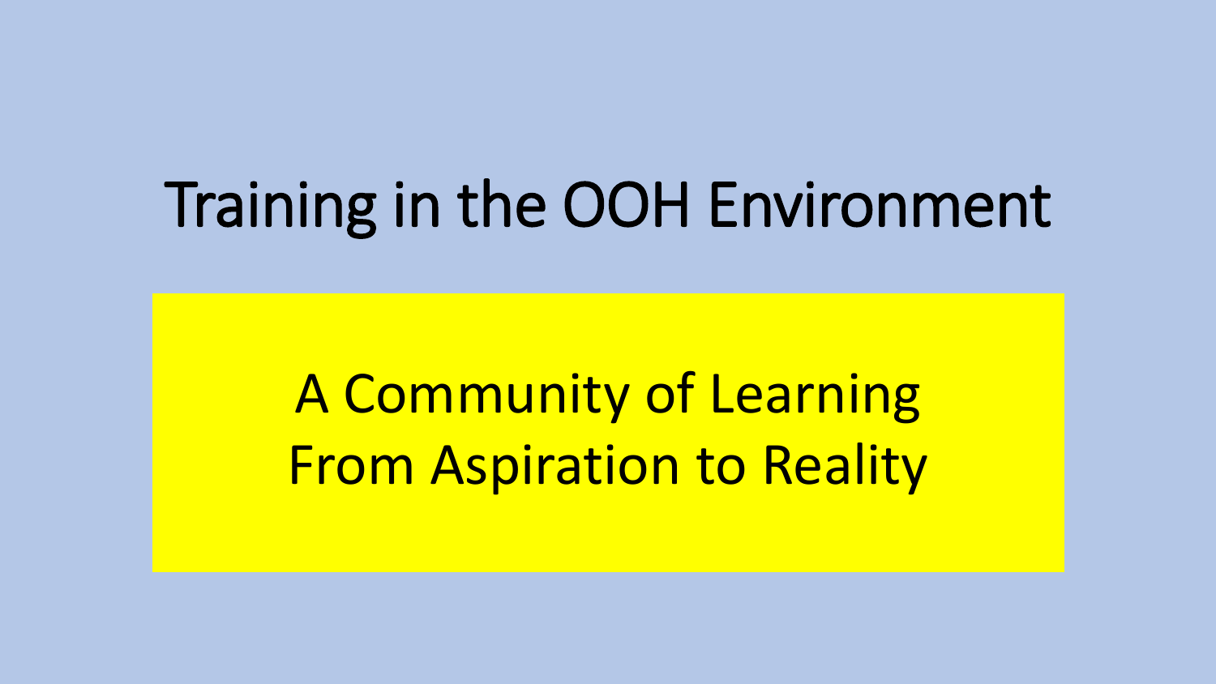# Training in the OOH Environment

A Community of Learning
From Aspiration to Reality